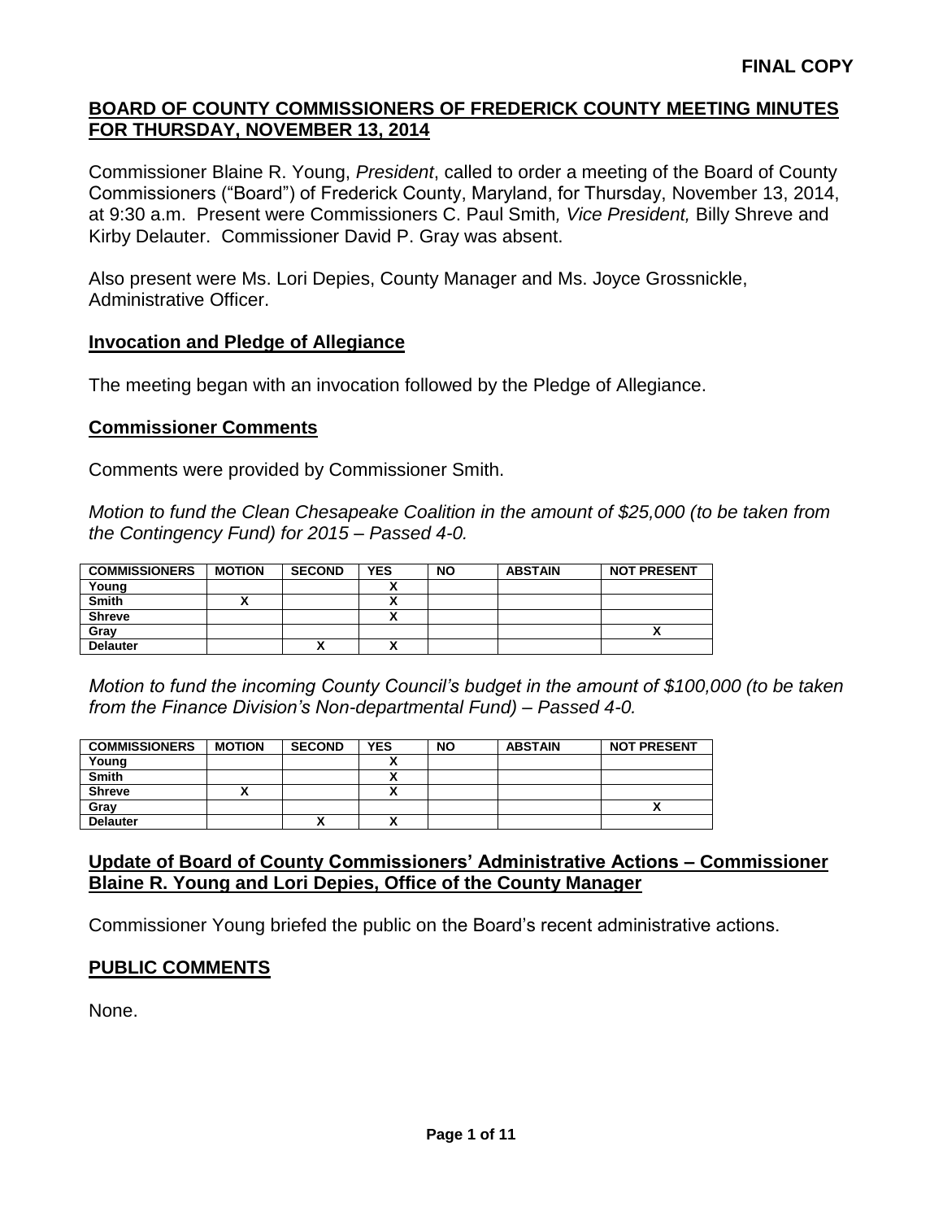**FINAL COPY**

## BOARD OF COUNTY COMMISSIONERS OF FREDERICK COUNTY MEETING MINUTES FOR THURSDAY, NOVEMBER 13, 2014

Commissioner Blaine R. Young, *President*, called to order a meeting of the Board of County Commissioners ("Board") of Frederick County, Maryland, for Thursday, November 13, 2014, at 9:30 a.m. Present were Commissioners C. Paul Smith*, Vice President,* Billy Shreve and Kirby Delauter. Commissioner David P. Gray was absent.

Also present were Ms. Lori Depies, County Manager and Ms. Joyce Grossnickle, Administrative Officer.

### Invocation and Pledge of Allegiance

The meeting began with an invocation followed by the Pledge of Allegiance.

### Commissioner Comments

Comments were provided by Commissioner Smith.

*Motion to fund the Clean Chesapeake Coalition in the amount of $25,000 (to be taken from the Contingency Fund) for 2015 – Passed 4-0.*

| COMMISSIONERS | MOTION | SECOND | YES | NO | ABSTAIN | NOT PRESENT |
|---|---|---|---|---|---|---|
| Young | | | X | | | |
| Smith | X | | X | | | |
| Shreve | | | X | | | |
| Gray | | | | | | X |
| Delauter | | X | X | | | |

*Motion to fund the incoming County Council's budget in the amount of $100,000 (to be taken from the Finance Division's Non-departmental Fund) – Passed 4-0.*

| COMMISSIONERS | MOTION | SECOND | YES | NO | ABSTAIN | NOT PRESENT |
|---|---|---|---|---|---|---|
| Young | | | X | | | |
| Smith | | | X | | | |
| Shreve | X | | X | | | |
| Gray | | | | | | X |
| Delauter | | X | X | | | |

### Update of Board of County Commissioners' Administrative Actions – Commissioner Blaine R. Young and Lori Depies, Office of the County Manager

Commissioner Young briefed the public on the Board's recent administrative actions.

### PUBLIC COMMENTS

None.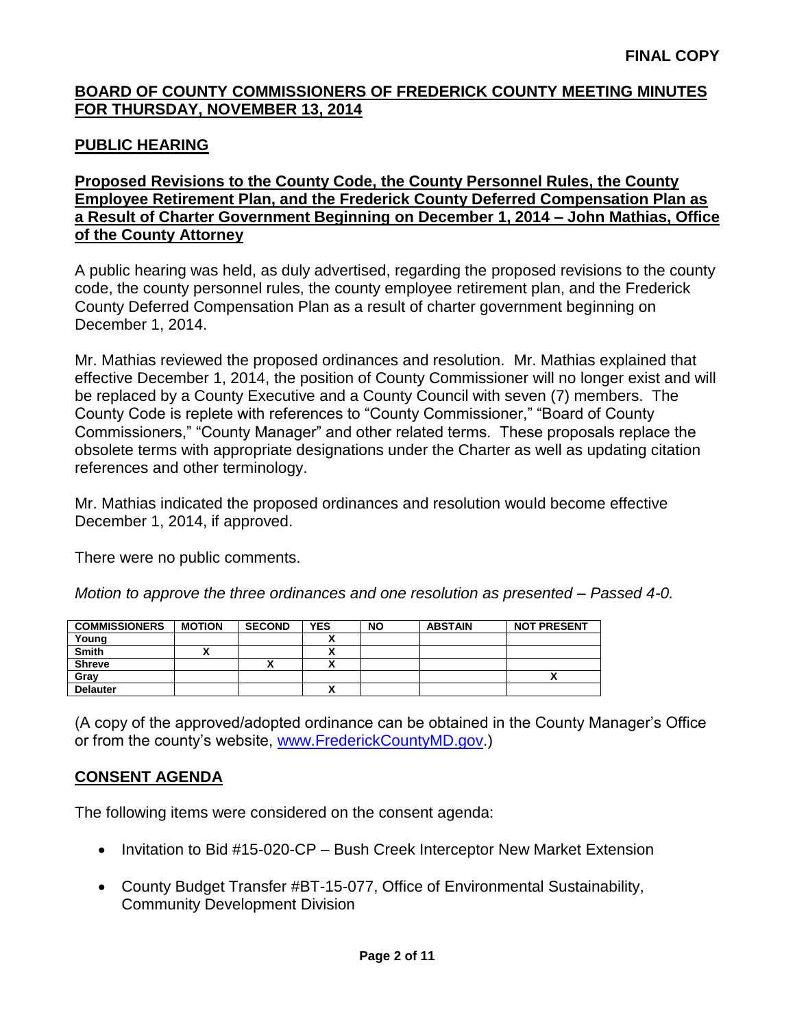**FINAL COPY**

## BOARD OF COUNTY COMMISSIONERS OF FREDERICK COUNTY MEETING MINUTES FOR THURSDAY, NOVEMBER 13, 2014

### PUBLIC HEARING

### Proposed Revisions to the County Code, the County Personnel Rules, the County Employee Retirement Plan, and the Frederick County Deferred Compensation Plan as a Result of Charter Government Beginning on December 1, 2014 – John Mathias, Office of the County Attorney

A public hearing was held, as duly advertised, regarding the proposed revisions to the county code, the county personnel rules, the county employee retirement plan, and the Frederick County Deferred Compensation Plan as a result of charter government beginning on December 1, 2014.

Mr. Mathias reviewed the proposed ordinances and resolution. Mr. Mathias explained that effective December 1, 2014, the position of County Commissioner will no longer exist and will be replaced by a County Executive and a County Council with seven (7) members. The County Code is replete with references to "County Commissioner," "Board of County Commissioners," "County Manager" and other related terms. These proposals replace the obsolete terms with appropriate designations under the Charter as well as updating citation references and other terminology.

Mr. Mathias indicated the proposed ordinances and resolution would become effective December 1, 2014, if approved.

There were no public comments.

*Motion to approve the three ordinances and one resolution as presented – Passed 4-0.*

| COMMISSIONERS | MOTION | SECOND | YES | NO | ABSTAIN | NOT PRESENT |
|---|---|---|---|---|---|---|
| Young | | | X | | | |
| Smith | X | | X | | | |
| Shreve | | X | X | | | |
| Gray | | | | | | X |
| Delauter | | | X | | | |

(A copy of the approved/adopted ordinance can be obtained in the County Manager's Office or from the county's website, www.FrederickCountyMD.gov.)

### CONSENT AGENDA

The following items were considered on the consent agenda:

- Invitation to Bid #15-020-CP – Bush Creek Interceptor New Market Extension
- County Budget Transfer #BT-15-077, Office of Environmental Sustainability, Community Development Division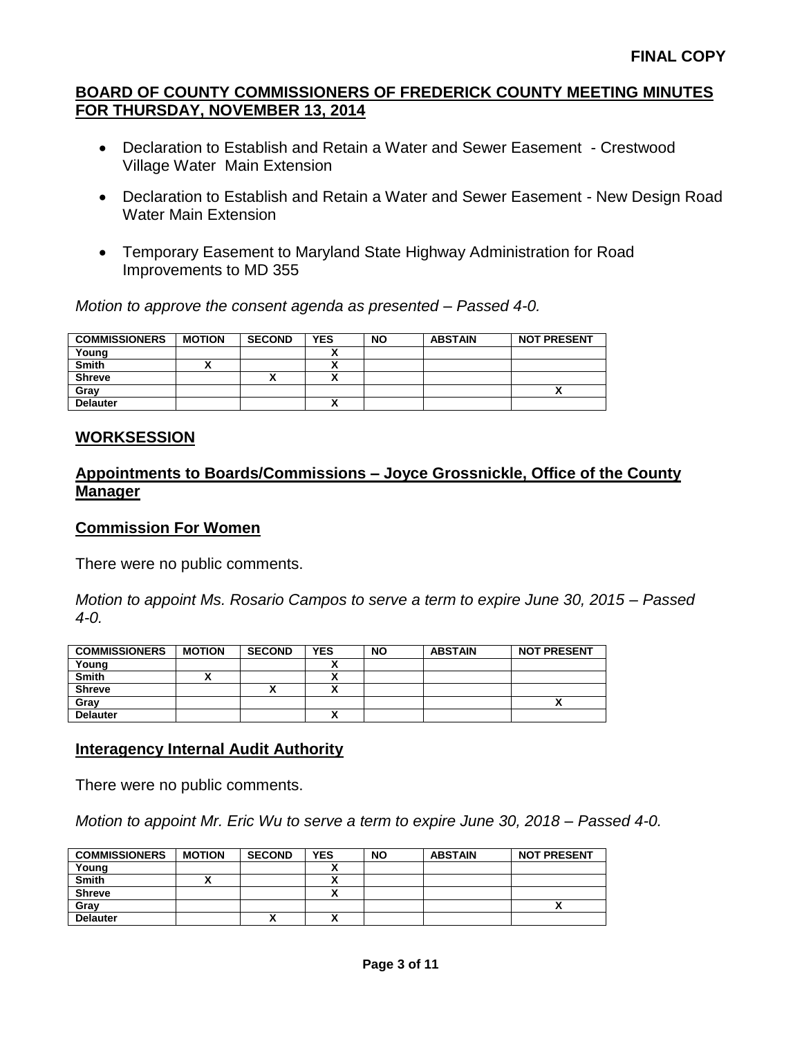**FINAL COPY**

## BOARD OF COUNTY COMMISSIONERS OF FREDERICK COUNTY MEETING MINUTES FOR THURSDAY, NOVEMBER 13, 2014

- Declaration to Establish and Retain a Water and Sewer Easement - Crestwood Village Water Main Extension
- Declaration to Establish and Retain a Water and Sewer Easement - New Design Road Water Main Extension
- Temporary Easement to Maryland State Highway Administration for Road Improvements to MD 355

*Motion to approve the consent agenda as presented – Passed 4-0.*

| COMMISSIONERS | MOTION | SECOND | YES | NO | ABSTAIN | NOT PRESENT |
|---|---|---|---|---|---|---|
| Young | | | X | | | |
| Smith | X | | X | | | |
| Shreve | | X | X | | | |
| Gray | | | | | | X |
| Delauter | | | X | | | |

## WORKSESSION

## Appointments to Boards/Commissions – Joyce Grossnickle, Office of the County Manager

### Commission For Women

There were no public comments.

*Motion to appoint Ms. Rosario Campos to serve a term to expire June 30, 2015 – Passed 4-0.*

| COMMISSIONERS | MOTION | SECOND | YES | NO | ABSTAIN | NOT PRESENT |
|---|---|---|---|---|---|---|
| Young | | | X | | | |
| Smith | X | | X | | | |
| Shreve | | X | X | | | |
| Gray | | | | | | X |
| Delauter | | | X | | | |

### Interagency Internal Audit Authority

There were no public comments.

*Motion to appoint Mr. Eric Wu to serve a term to expire June 30, 2018 – Passed 4-0.*

| COMMISSIONERS | MOTION | SECOND | YES | NO | ABSTAIN | NOT PRESENT |
|---|---|---|---|---|---|---|
| Young | | | X | | | |
| Smith | X | | X | | | |
| Shreve | | | X | | | |
| Gray | | | | | | X |
| Delauter | | X | X | | | |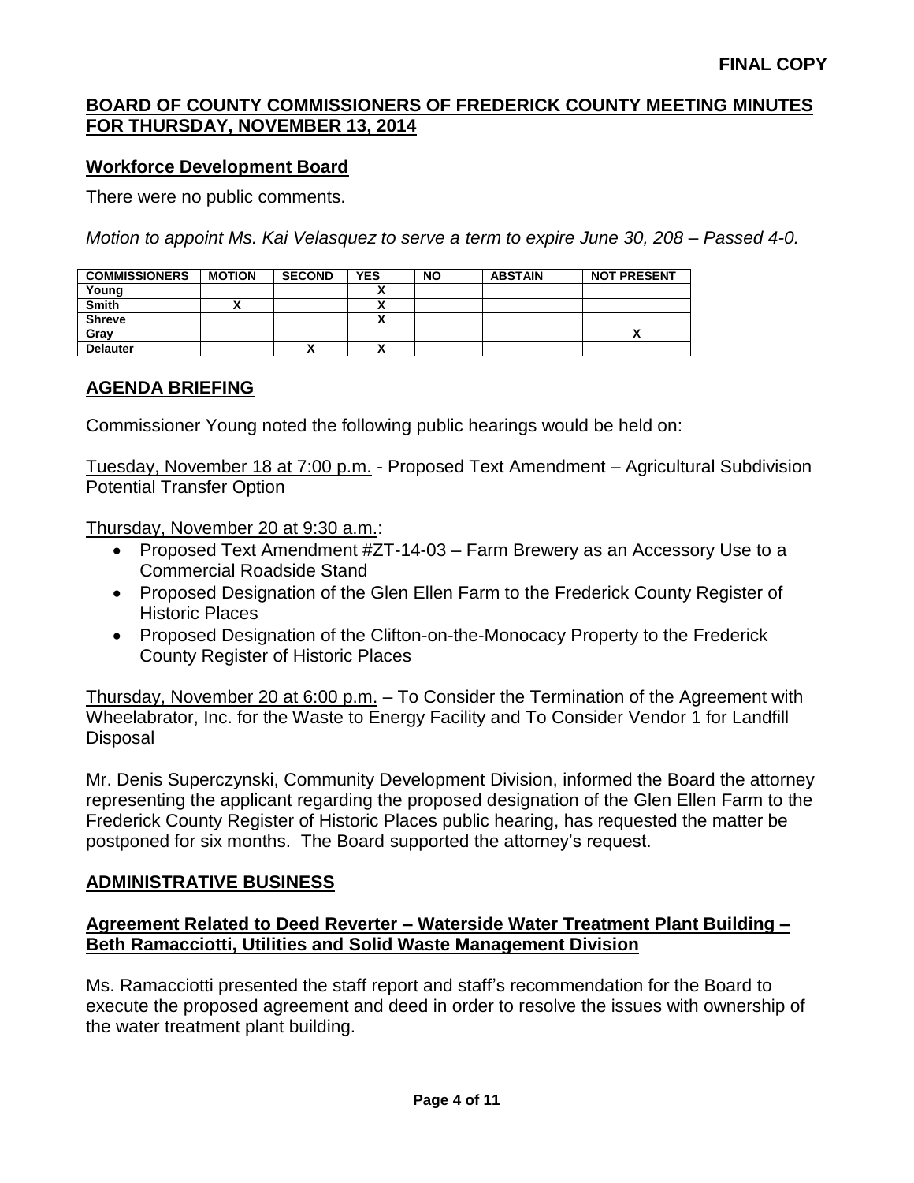**FINAL COPY**

**BOARD OF COUNTY COMMISSIONERS OF FREDERICK COUNTY MEETING MINUTES FOR THURSDAY, NOVEMBER 13, 2014**

**Workforce Development Board**

There were no public comments.

*Motion to appoint Ms. Kai Velasquez to serve a term to expire June 30, 208 – Passed 4-0.*

| COMMISSIONERS | MOTION | SECOND | YES | NO | ABSTAIN | NOT PRESENT |
|---|---|---|---|---|---|---|
| Young | | | X | | | |
| Smith | X | | X | | | |
| Shreve | | | X | | | |
| Gray | | | | | | X |
| Delauter | | X | X | | | |

## AGENDA BRIEFING

Commissioner Young noted the following public hearings would be held on:

Tuesday, November 18 at 7:00 p.m. - Proposed Text Amendment – Agricultural Subdivision Potential Transfer Option

Thursday, November 20 at 9:30 a.m.:

- Proposed Text Amendment #ZT-14-03 – Farm Brewery as an Accessory Use to a Commercial Roadside Stand
- Proposed Designation of the Glen Ellen Farm to the Frederick County Register of Historic Places
- Proposed Designation of the Clifton-on-the-Monocacy Property to the Frederick County Register of Historic Places

Thursday, November 20 at 6:00 p.m. – To Consider the Termination of the Agreement with Wheelabrator, Inc. for the Waste to Energy Facility and To Consider Vendor 1 for Landfill Disposal

Mr. Denis Superczynski, Community Development Division, informed the Board the attorney representing the applicant regarding the proposed designation of the Glen Ellen Farm to the Frederick County Register of Historic Places public hearing, has requested the matter be postponed for six months. The Board supported the attorney's request.

## ADMINISTRATIVE BUSINESS

**Agreement Related to Deed Reverter – Waterside Water Treatment Plant Building – Beth Ramacciotti, Utilities and Solid Waste Management Division**

Ms. Ramacciotti presented the staff report and staff's recommendation for the Board to execute the proposed agreement and deed in order to resolve the issues with ownership of the water treatment plant building.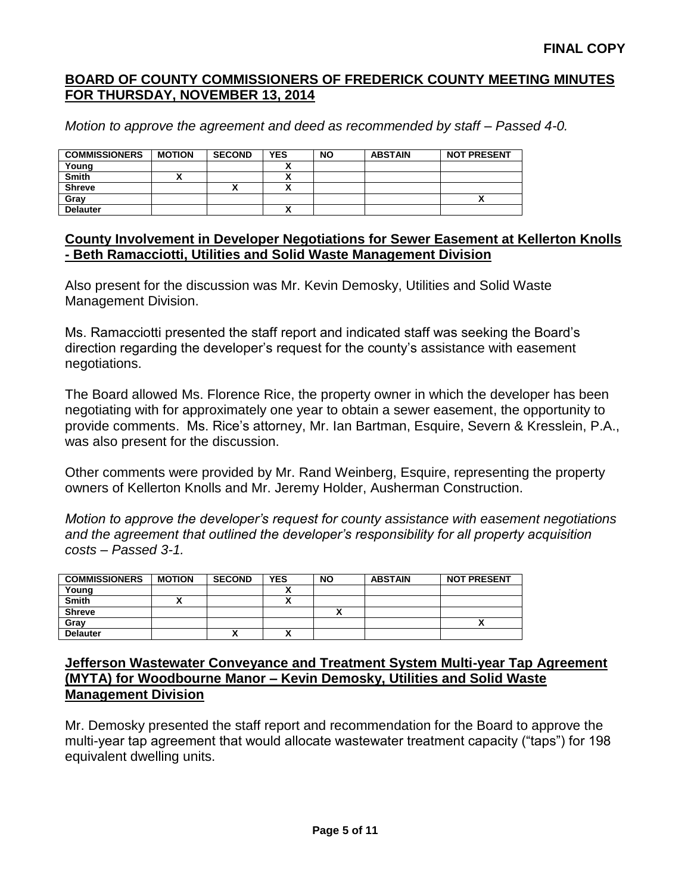**FINAL COPY**

**BOARD OF COUNTY COMMISSIONERS OF FREDERICK COUNTY MEETING MINUTES FOR THURSDAY, NOVEMBER 13, 2014**

*Motion to approve the agreement and deed as recommended by staff – Passed 4-0.*

| COMMISSIONERS | MOTION | SECOND | YES | NO | ABSTAIN | NOT PRESENT |
|---|---|---|---|---|---|---|
| Young | | | X | | | |
| Smith | X | | X | | | |
| Shreve | | X | X | | | |
| Gray | | | | | | X |
| Delauter | | | X | | | |

**County Involvement in Developer Negotiations for Sewer Easement at Kellerton Knolls - Beth Ramacciotti, Utilities and Solid Waste Management Division**

Also present for the discussion was Mr. Kevin Demosky, Utilities and Solid Waste Management Division.

Ms. Ramacciotti presented the staff report and indicated staff was seeking the Board's direction regarding the developer's request for the county's assistance with easement negotiations.

The Board allowed Ms. Florence Rice, the property owner in which the developer has been negotiating with for approximately one year to obtain a sewer easement, the opportunity to provide comments. Ms. Rice's attorney, Mr. Ian Bartman, Esquire, Severn & Kresslein, P.A., was also present for the discussion.

Other comments were provided by Mr. Rand Weinberg, Esquire, representing the property owners of Kellerton Knolls and Mr. Jeremy Holder, Ausherman Construction.

*Motion to approve the developer's request for county assistance with easement negotiations and the agreement that outlined the developer's responsibility for all property acquisition costs – Passed 3-1.*

| COMMISSIONERS | MOTION | SECOND | YES | NO | ABSTAIN | NOT PRESENT |
|---|---|---|---|---|---|---|
| Young | | | X | | | |
| Smith | X | | X | | | |
| Shreve | | | | X | | |
| Gray | | | | | | X |
| Delauter | | X | X | | | |

**Jefferson Wastewater Conveyance and Treatment System Multi-year Tap Agreement (MYTA) for Woodbourne Manor – Kevin Demosky, Utilities and Solid Waste Management Division**

Mr. Demosky presented the staff report and recommendation for the Board to approve the multi-year tap agreement that would allocate wastewater treatment capacity ("taps") for 198 equivalent dwelling units.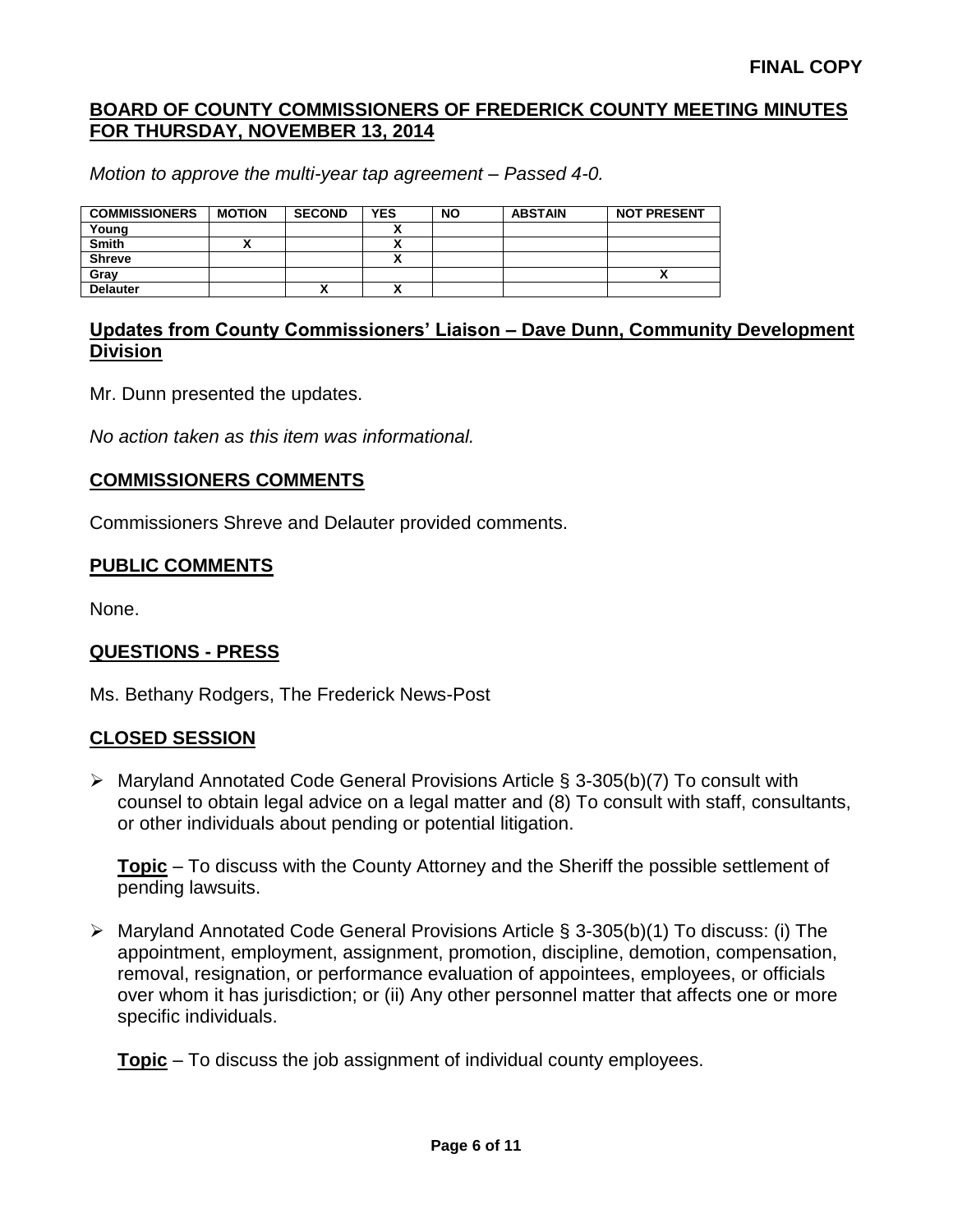**FINAL COPY**

## BOARD OF COUNTY COMMISSIONERS OF FREDERICK COUNTY MEETING MINUTES FOR THURSDAY, NOVEMBER 13, 2014

*Motion to approve the multi-year tap agreement – Passed 4-0.*

| COMMISSIONERS | MOTION | SECOND | YES | NO | ABSTAIN | NOT PRESENT |
|---|---|---|---|---|---|---|
| Young | | | X | | | |
| Smith | X | | X | | | |
| Shreve | | | X | | | |
| Gray | | | | | | X |
| Delauter | | X | X | | | |

## Updates from County Commissioners' Liaison – Dave Dunn, Community Development Division

Mr. Dunn presented the updates.

*No action taken as this item was informational.*

## COMMISSIONERS COMMENTS

Commissioners Shreve and Delauter provided comments.

## PUBLIC COMMENTS

None.

## QUESTIONS - PRESS

Ms. Bethany Rodgers, The Frederick News-Post

## CLOSED SESSION

- Maryland Annotated Code General Provisions Article § 3-305(b)(7) To consult with counsel to obtain legal advice on a legal matter and (8) To consult with staff, consultants, or other individuals about pending or potential litigation.

  **Topic** – To discuss with the County Attorney and the Sheriff the possible settlement of pending lawsuits.

- Maryland Annotated Code General Provisions Article § 3-305(b)(1) To discuss: (i) The appointment, employment, assignment, promotion, discipline, demotion, compensation, removal, resignation, or performance evaluation of appointees, employees, or officials over whom it has jurisdiction; or (ii) Any other personnel matter that affects one or more specific individuals.

  **Topic** – To discuss the job assignment of individual county employees.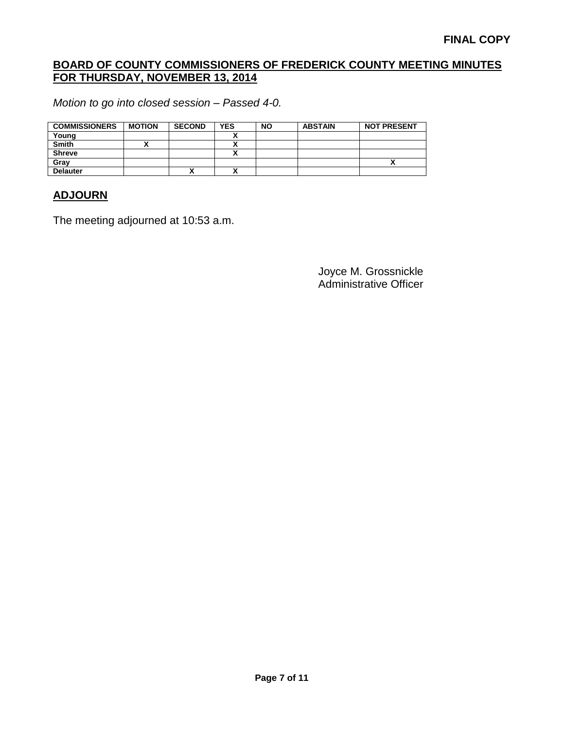**FINAL COPY**

## BOARD OF COUNTY COMMISSIONERS OF FREDERICK COUNTY MEETING MINUTES FOR THURSDAY, NOVEMBER 13, 2014

*Motion to go into closed session – Passed 4-0.*

| COMMISSIONERS | MOTION | SECOND | YES | NO | ABSTAIN | NOT PRESENT |
|---|---|---|---|---|---|---|
| Young | | | X | | | |
| Smith | X | | X | | | |
| Shreve | | | X | | | |
| Gray | | | | | | X |
| Delauter | | X | X | | | |

## ADJOURN

The meeting adjourned at 10:53 a.m.

Joyce M. Grossnickle
Administrative Officer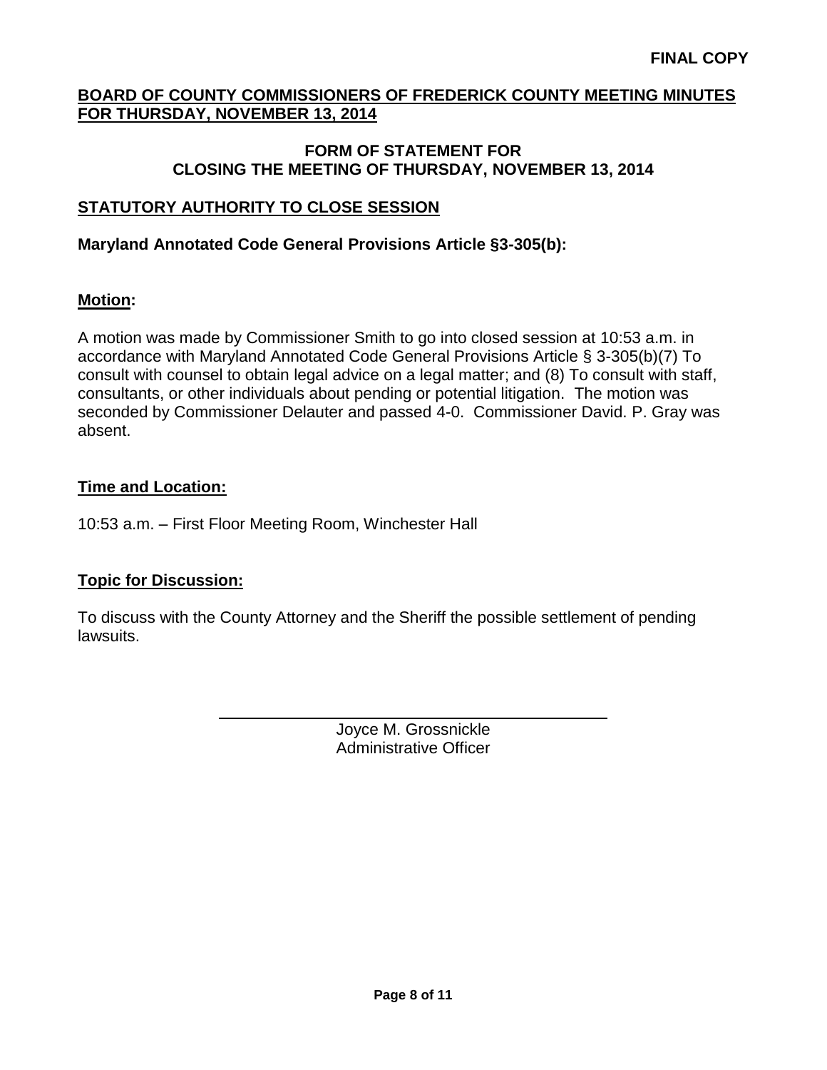**FINAL COPY**

## BOARD OF COUNTY COMMISSIONERS OF FREDERICK COUNTY MEETING MINUTES FOR THURSDAY, NOVEMBER 13, 2014

### FORM OF STATEMENT FOR CLOSING THE MEETING OF THURSDAY, NOVEMBER 13, 2014

### STATUTORY AUTHORITY TO CLOSE SESSION

**Maryland Annotated Code General Provisions Article §3-305(b):**

**Motion:**

A motion was made by Commissioner Smith to go into closed session at 10:53 a.m. in accordance with Maryland Annotated Code General Provisions Article § 3-305(b)(7) To consult with counsel to obtain legal advice on a legal matter; and (8) To consult with staff, consultants, or other individuals about pending or potential litigation. The motion was seconded by Commissioner Delauter and passed 4-0. Commissioner David. P. Gray was absent.

**Time and Location:**

10:53 a.m. – First Floor Meeting Room, Winchester Hall

**Topic for Discussion:**

To discuss with the County Attorney and the Sheriff the possible settlement of pending lawsuits.

Joyce M. Grossnickle
Administrative Officer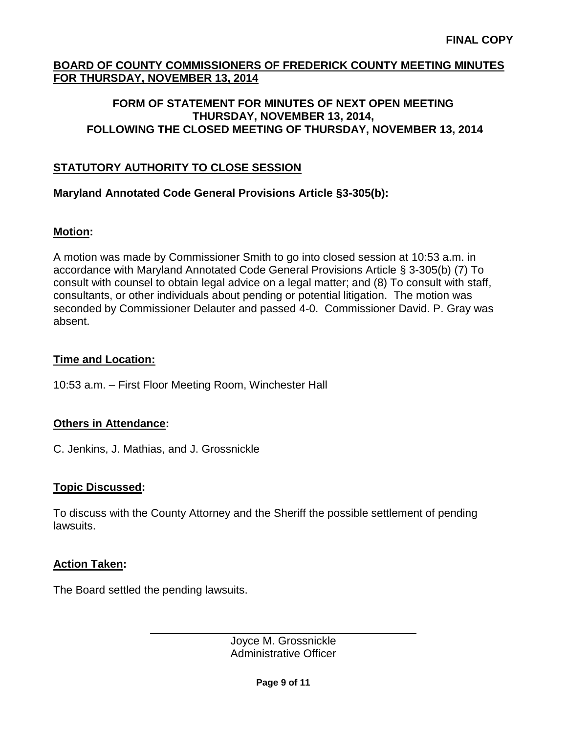**FINAL COPY**

## BOARD OF COUNTY COMMISSIONERS OF FREDERICK COUNTY MEETING MINUTES FOR THURSDAY, NOVEMBER 13, 2014

### FORM OF STATEMENT FOR MINUTES OF NEXT OPEN MEETING THURSDAY, NOVEMBER 13, 2014, FOLLOWING THE CLOSED MEETING OF THURSDAY, NOVEMBER 13, 2014

## STATUTORY AUTHORITY TO CLOSE SESSION

**Maryland Annotated Code General Provisions Article §3-305(b):**

**Motion:**

A motion was made by Commissioner Smith to go into closed session at 10:53 a.m. in accordance with Maryland Annotated Code General Provisions Article § 3-305(b) (7) To consult with counsel to obtain legal advice on a legal matter; and (8) To consult with staff, consultants, or other individuals about pending or potential litigation. The motion was seconded by Commissioner Delauter and passed 4-0. Commissioner David. P. Gray was absent.

**Time and Location:**

10:53 a.m. – First Floor Meeting Room, Winchester Hall

**Others in Attendance:**

C. Jenkins, J. Mathias, and J. Grossnickle

**Topic Discussed:**

To discuss with the County Attorney and the Sheriff the possible settlement of pending lawsuits.

**Action Taken:**

The Board settled the pending lawsuits.

Joyce M. Grossnickle
Administrative Officer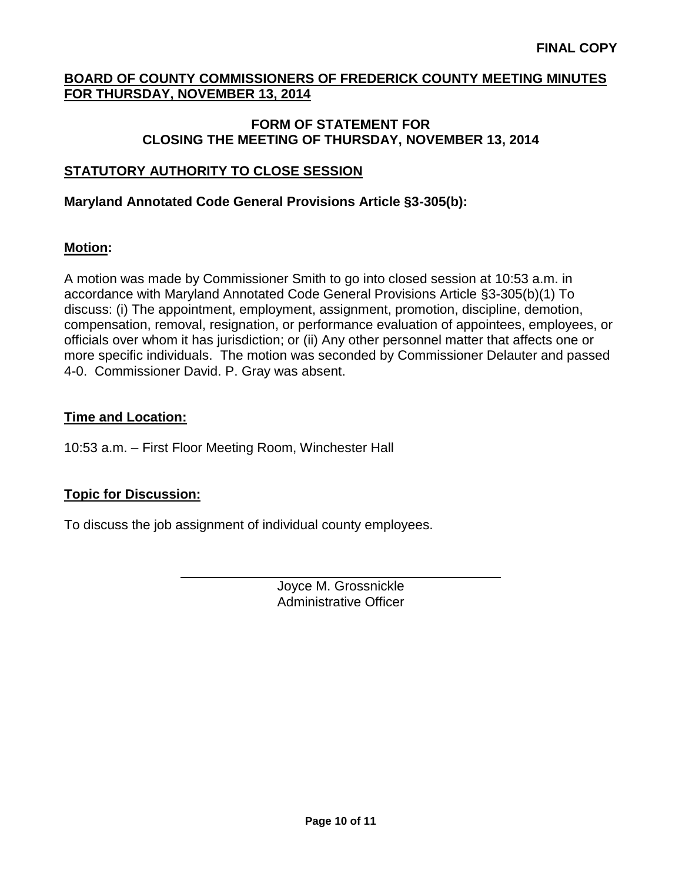**FINAL COPY**

## BOARD OF COUNTY COMMISSIONERS OF FREDERICK COUNTY MEETING MINUTES FOR THURSDAY, NOVEMBER 13, 2014

### FORM OF STATEMENT FOR CLOSING THE MEETING OF THURSDAY, NOVEMBER 13, 2014

### STATUTORY AUTHORITY TO CLOSE SESSION

**Maryland Annotated Code General Provisions Article §3-305(b):**

**Motion:**

A motion was made by Commissioner Smith to go into closed session at 10:53 a.m. in accordance with Maryland Annotated Code General Provisions Article §3-305(b)(1) To discuss: (i) The appointment, employment, assignment, promotion, discipline, demotion, compensation, removal, resignation, or performance evaluation of appointees, employees, or officials over whom it has jurisdiction; or (ii) Any other personnel matter that affects one or more specific individuals. The motion was seconded by Commissioner Delauter and passed 4-0. Commissioner David. P. Gray was absent.

**Time and Location:**

10:53 a.m. – First Floor Meeting Room, Winchester Hall

**Topic for Discussion:**

To discuss the job assignment of individual county employees.

Joyce M. Grossnickle
Administrative Officer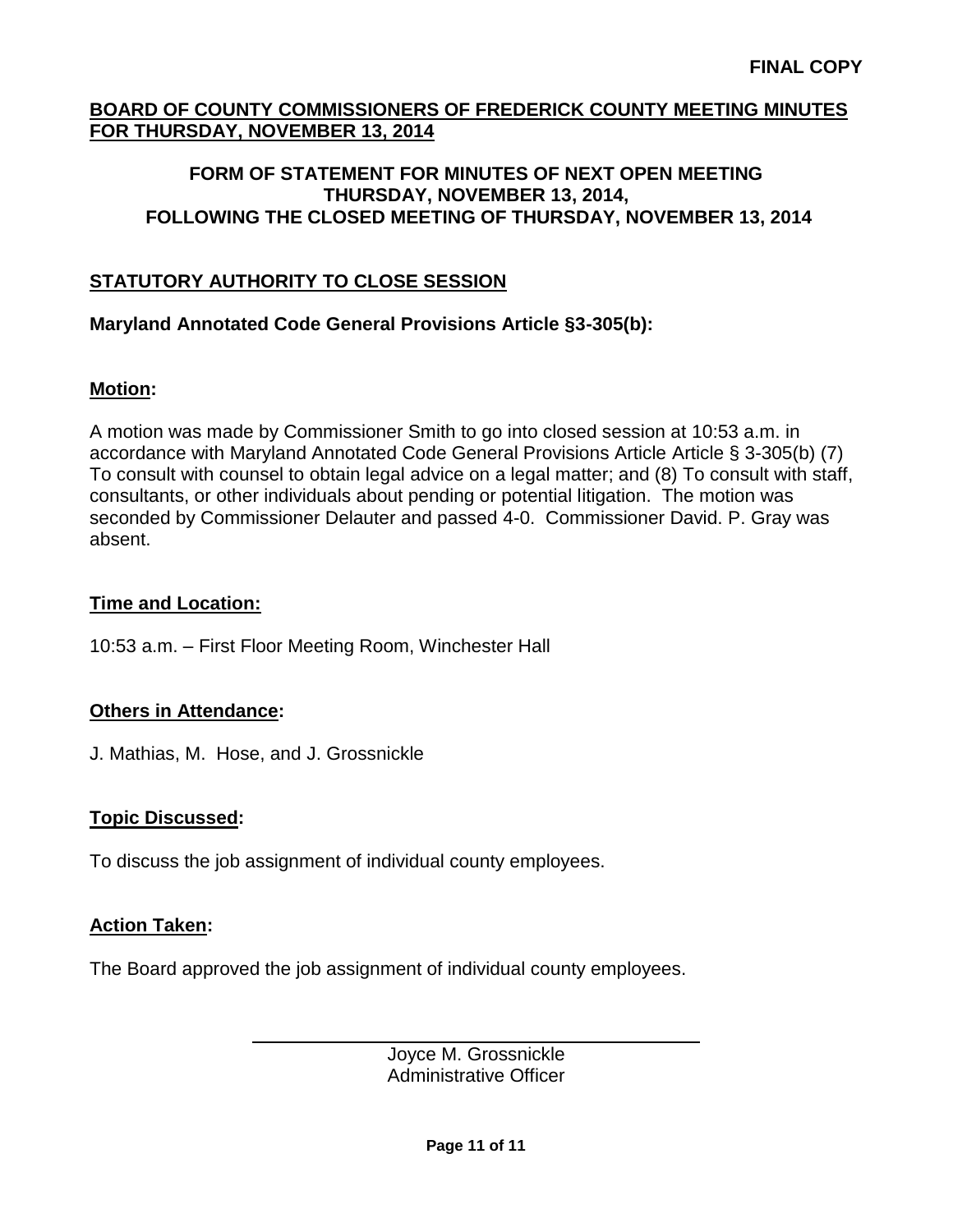**FINAL COPY**

## BOARD OF COUNTY COMMISSIONERS OF FREDERICK COUNTY MEETING MINUTES FOR THURSDAY, NOVEMBER 13, 2014

### FORM OF STATEMENT FOR MINUTES OF NEXT OPEN MEETING THURSDAY, NOVEMBER 13, 2014, FOLLOWING THE CLOSED MEETING OF THURSDAY, NOVEMBER 13, 2014

## STATUTORY AUTHORITY TO CLOSE SESSION

**Maryland Annotated Code General Provisions Article §3-305(b):**

**Motion:**

A motion was made by Commissioner Smith to go into closed session at 10:53 a.m. in accordance with Maryland Annotated Code General Provisions Article Article § 3-305(b) (7) To consult with counsel to obtain legal advice on a legal matter; and (8) To consult with staff, consultants, or other individuals about pending or potential litigation. The motion was seconded by Commissioner Delauter and passed 4-0. Commissioner David. P. Gray was absent.

**Time and Location:**

10:53 a.m. – First Floor Meeting Room, Winchester Hall

**Others in Attendance:**

J. Mathias, M. Hose, and J. Grossnickle

**Topic Discussed:**

To discuss the job assignment of individual county employees.

**Action Taken:**

The Board approved the job assignment of individual county employees.

Joyce M. Grossnickle
Administrative Officer